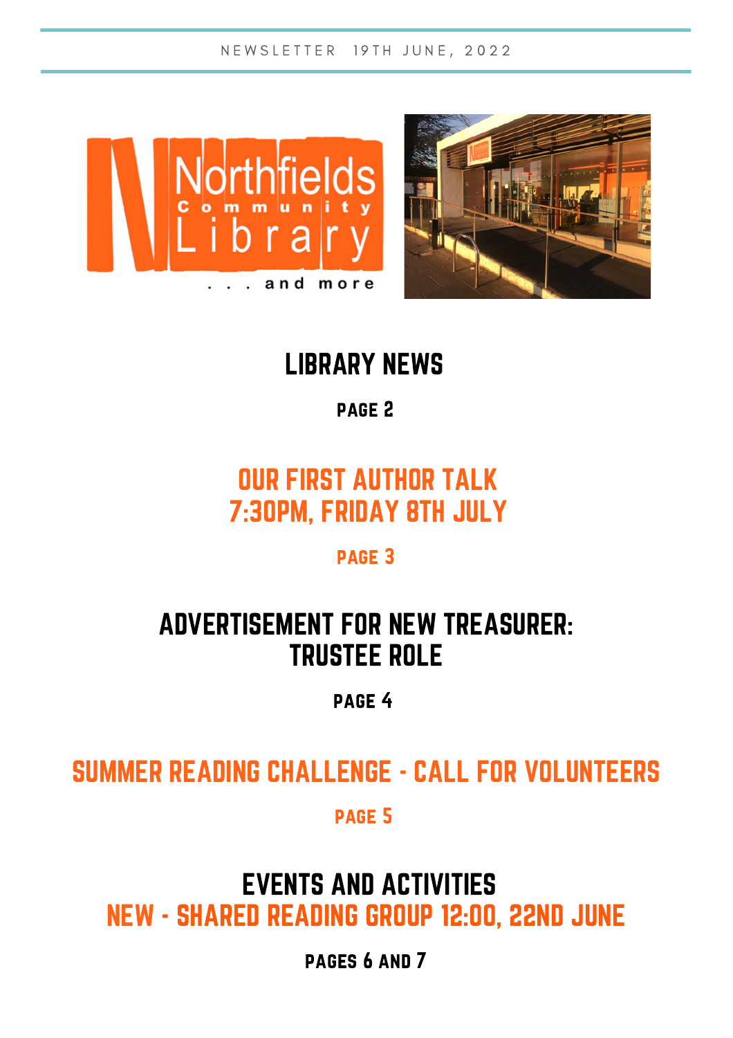NEWSLETTER 19TH JUNE, 2022

Northfields Community Library

. . . and more

# LIBRARY NEWS

PAGE 2

# OUR FIRST AUTHOR TALK 7:30PM, FRIDAY 8TH JULY

PAGE 3

# ADVERTISEMENT FOR NEW TREASURER: TRUSTEE ROLE

PAGE 4

# SUMMER READING CHALLENGE - CALL FOR VOLUNTEERS

PAGE 5

# EVENTS AND ACTIVITIES

# NEW - SHARED READING GROUP 12:00, 22ND JUNE

PAGES 6 AND 7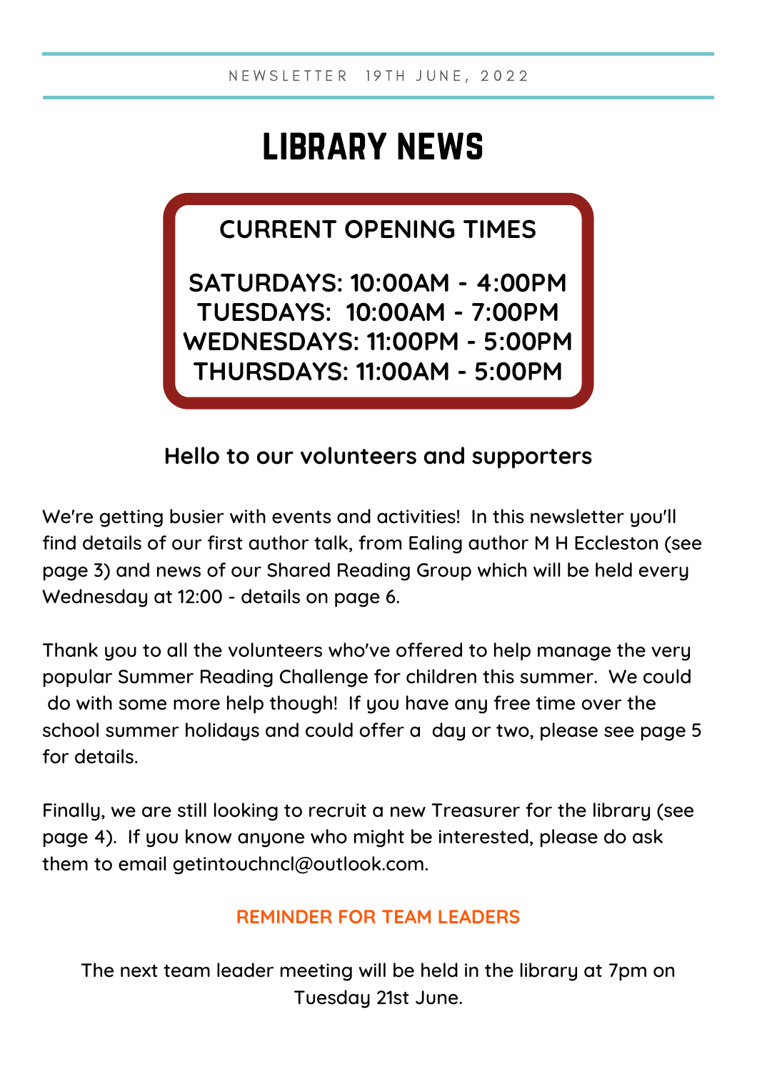NEWSLETTER 19TH JUNE, 2022

# LIBRARY NEWS

**CURRENT OPENING TIMES**

**SATURDAYS: 10:00AM - 4:00PM**
**TUESDAYS: 10:00AM - 7:00PM**
**WEDNESDAYS: 11:00PM - 5:00PM**
**THURSDAYS: 11:00AM - 5:00PM**

## Hello to our volunteers and supporters

We're getting busier with events and activities! In this newsletter you'll find details of our first author talk, from Ealing author M H Eccleston (see page 3) and news of our Shared Reading Group which will be held every Wednesday at 12:00 - details on page 6.

Thank you to all the volunteers who've offered to help manage the very popular Summer Reading Challenge for children this summer. We could do with some more help though! If you have any free time over the school summer holidays and could offer a day or two, please see page 5 for details.

Finally, we are still looking to recruit a new Treasurer for the library (see page 4). If you know anyone who might be interested, please do ask them to email getintouchncl@outlook.com.

**REMINDER FOR TEAM LEADERS**

The next team leader meeting will be held in the library at 7pm on Tuesday 21st June.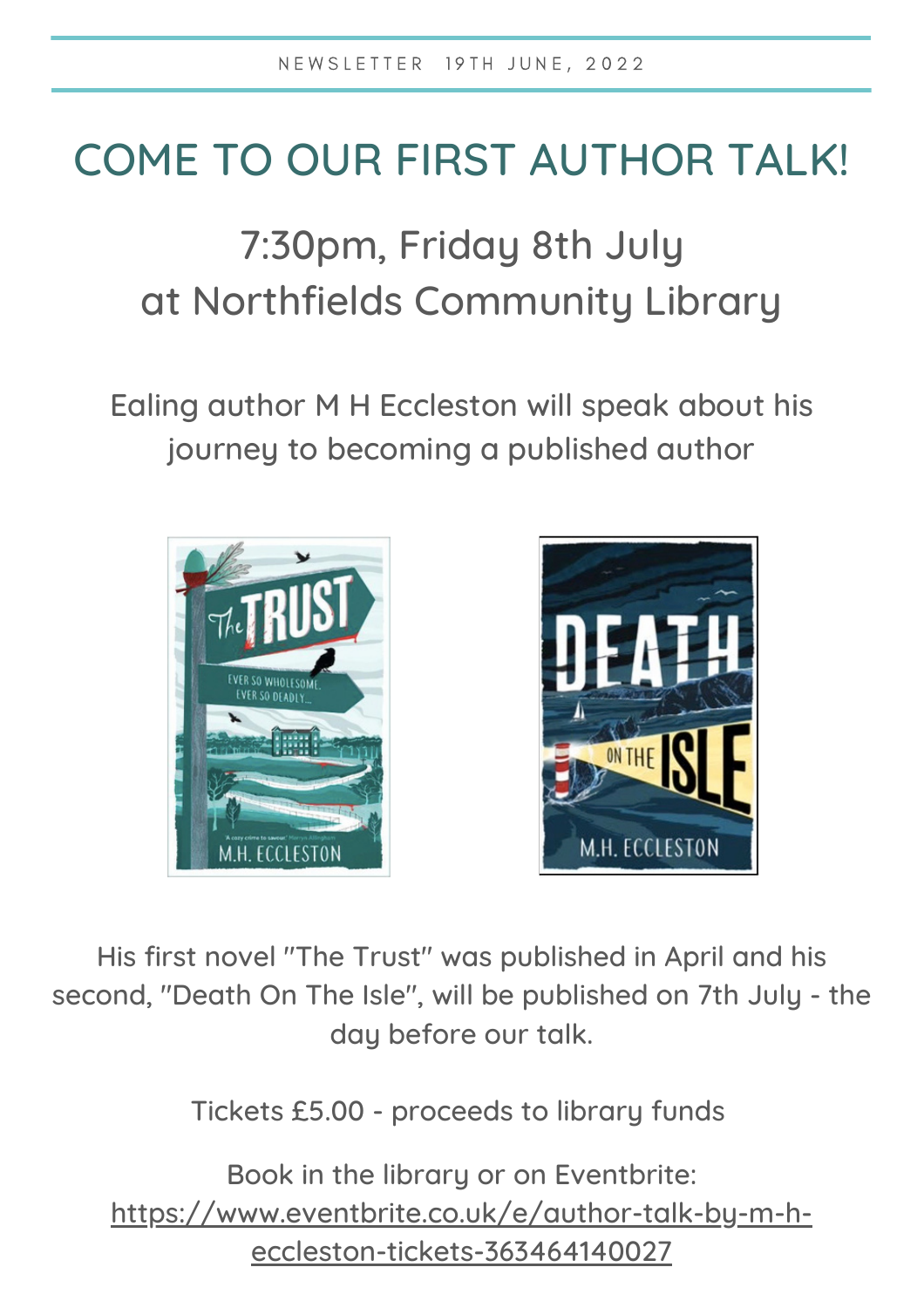NEWSLETTER 19TH JUNE, 2022

# COME TO OUR FIRST AUTHOR TALK!

## 7:30pm, Friday 8th July at Northfields Community Library

Ealing author M H Eccleston will speak about his journey to becoming a published author

His first novel "The Trust" was published in April and his second, "Death On The Isle", will be published on 7th July - the day before our talk.

Tickets £5.00 - proceeds to library funds

Book in the library or on Eventbrite: [https://www.eventbrite.co.uk/e/author-talk-by-m-h-eccleston-tickets-363464140027](https://www.eventbrite.co.uk/e/author-talk-by-m-h-eccleston-tickets-363464140027)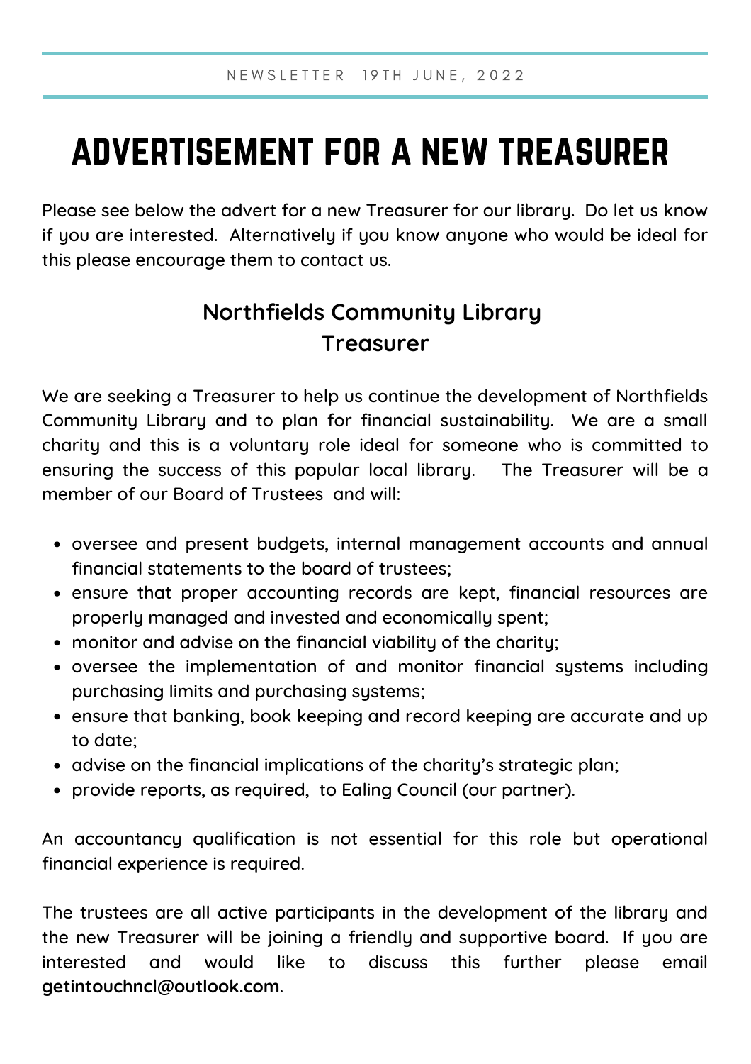NEWSLETTER 19TH JUNE, 2022

# ADVERTISEMENT FOR A NEW TREASURER

Please see below the advert for a new Treasurer for our library. Do let us know if you are interested. Alternatively if you know anyone who would be ideal for this please encourage them to contact us.

## Northfields Community Library
## Treasurer

We are seeking a Treasurer to help us continue the development of Northfields Community Library and to plan for financial sustainability. We are a small charity and this is a voluntary role ideal for someone who is committed to ensuring the success of this popular local library. The Treasurer will be a member of our Board of Trustees and will:

- oversee and present budgets, internal management accounts and annual financial statements to the board of trustees;
- ensure that proper accounting records are kept, financial resources are properly managed and invested and economically spent;
- monitor and advise on the financial viability of the charity;
- oversee the implementation of and monitor financial systems including purchasing limits and purchasing systems;
- ensure that banking, book keeping and record keeping are accurate and up to date;
- advise on the financial implications of the charity's strategic plan;
- provide reports, as required, to Ealing Council (our partner).

An accountancy qualification is not essential for this role but operational financial experience is required.

The trustees are all active participants in the development of the library and the new Treasurer will be joining a friendly and supportive board. If you are interested and would like to discuss this further please email **getintouchncl@outlook.com**.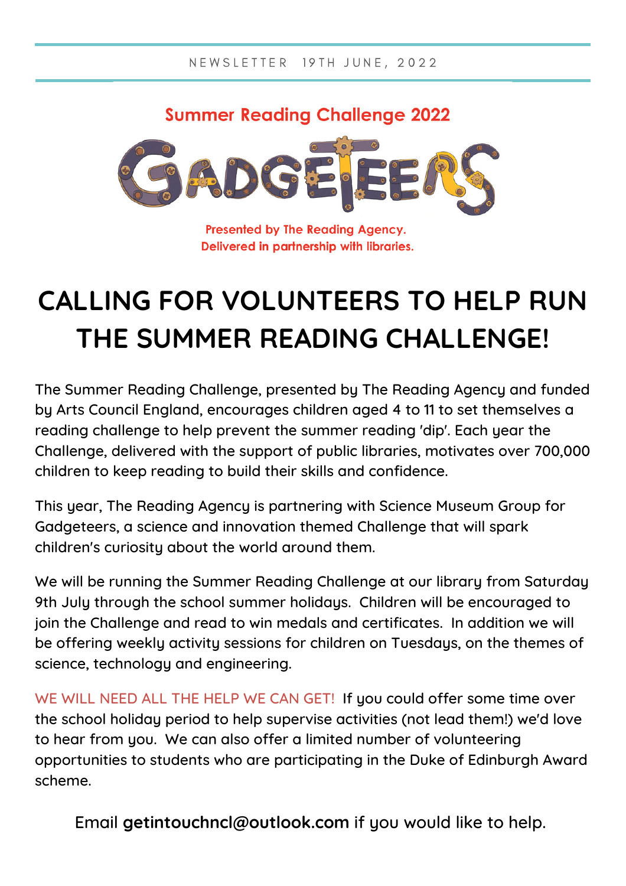NEWSLETTER 19TH JUNE, 2022

Summer Reading Challenge 2022

GADGETEERS

Presented by The Reading Agency.
Delivered in partnership with libraries.

# CALLING FOR VOLUNTEERS TO HELP RUN THE SUMMER READING CHALLENGE!

The Summer Reading Challenge, presented by The Reading Agency and funded by Arts Council England, encourages children aged 4 to 11 to set themselves a reading challenge to help prevent the summer reading 'dip'. Each year the Challenge, delivered with the support of public libraries, motivates over 700,000 children to keep reading to build their skills and confidence.

This year, The Reading Agency is partnering with Science Museum Group for Gadgeteers, a science and innovation themed Challenge that will spark children's curiosity about the world around them.

We will be running the Summer Reading Challenge at our library from Saturday 9th July through the school summer holidays. Children will be encouraged to join the Challenge and read to win medals and certificates. In addition we will be offering weekly activity sessions for children on Tuesdays, on the themes of science, technology and engineering.

WE WILL NEED ALL THE HELP WE CAN GET! If you could offer some time over the school holiday period to help supervise activities (not lead them!) we'd love to hear from you. We can also offer a limited number of volunteering opportunities to students who are participating in the Duke of Edinburgh Award scheme.

Email **getintouchncl@outlook.com** if you would like to help.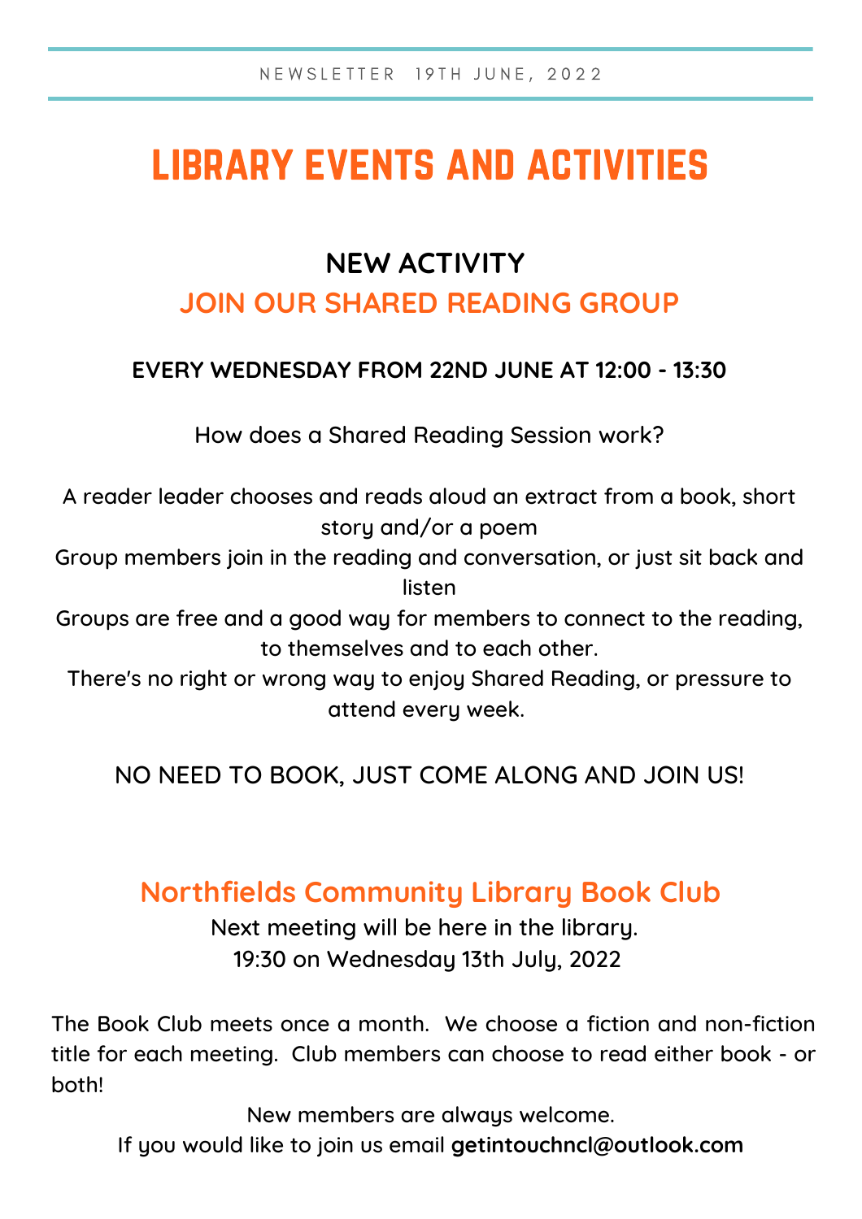NEWSLETTER 19TH JUNE, 2022

# LIBRARY EVENTS AND ACTIVITIES

## NEW ACTIVITY

## JOIN OUR SHARED READING GROUP

**EVERY WEDNESDAY FROM 22ND JUNE AT 12:00 - 13:30**

How does a Shared Reading Session work?

A reader leader chooses and reads aloud an extract from a book, short story and/or a poem

Group members join in the reading and conversation, or just sit back and listen

Groups are free and a good way for members to connect to the reading, to themselves and to each other.

There's no right or wrong way to enjoy Shared Reading, or pressure to attend every week.

NO NEED TO BOOK, JUST COME ALONG AND JOIN US!

## Northfields Community Library Book Club

Next meeting will be here in the library.
19:30 on Wednesday 13th July, 2022

The Book Club meets once a month. We choose a fiction and non-fiction title for each meeting. Club members can choose to read either book - or both!

New members are always welcome.
If you would like to join us email **getintouchncl@outlook.com**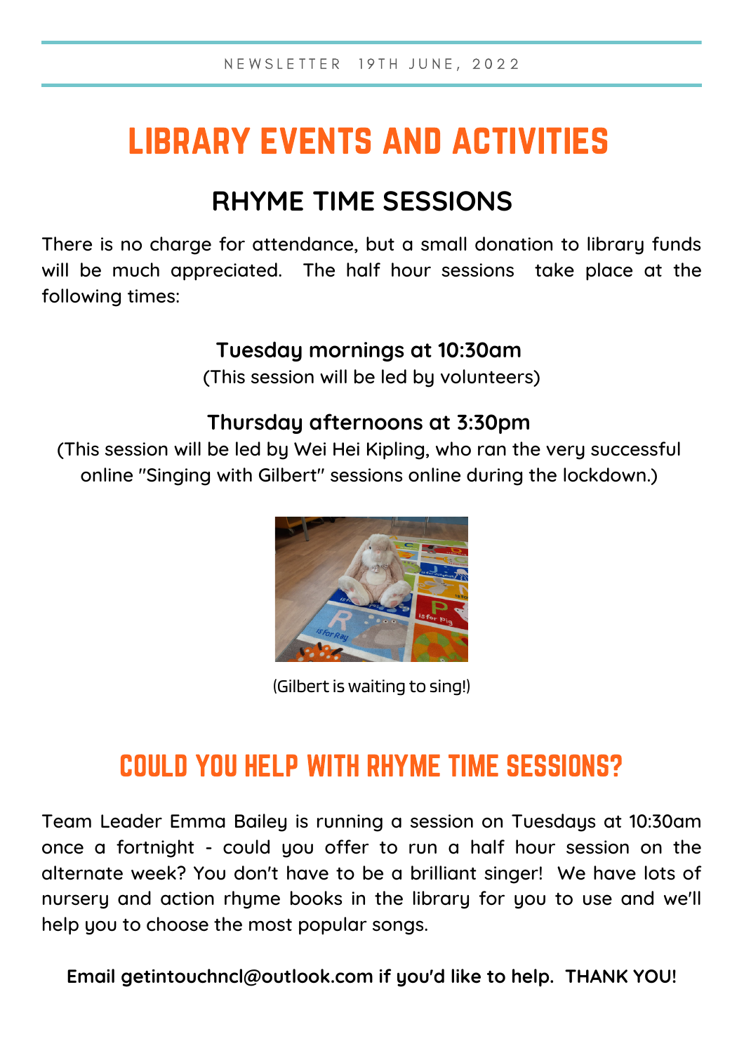# LIBRARY EVENTS AND ACTIVITIES

## RHYME TIME SESSIONS

There is no charge for attendance, but a small donation to library funds will be much appreciated. The half hour sessions take place at the following times:

**Tuesday mornings at 10:30am**
(This session will be led by volunteers)

**Thursday afternoons at 3:30pm**
(This session will be led by Wei Hei Kipling, who ran the very successful online "Singing with Gilbert" sessions online during the lockdown.)

(Gilbert is waiting to sing!)

## COULD YOU HELP WITH RHYME TIME SESSIONS?

Team Leader Emma Bailey is running a session on Tuesdays at 10:30am once a fortnight - could you offer to run a half hour session on the alternate week? You don't have to be a brilliant singer! We have lots of nursery and action rhyme books in the library for you to use and we'll help you to choose the most popular songs.

**Email getintouchncl@outlook.com if you'd like to help. THANK YOU!**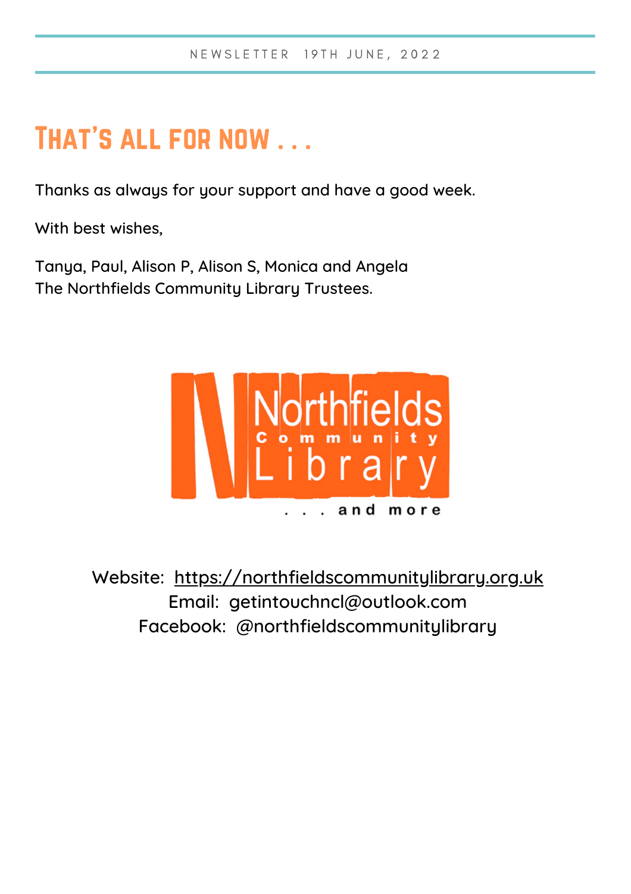# That's all for now . . .

Thanks as always for your support and have a good week.

With best wishes,

Tanya, Paul, Alison P, Alison S, Monica and Angela
The Northfields Community Library Trustees.

Website: https://northfieldscommunitylibrary.org.uk
Email: getintouchncl@outlook.com
Facebook: @northfieldscommunitylibrary